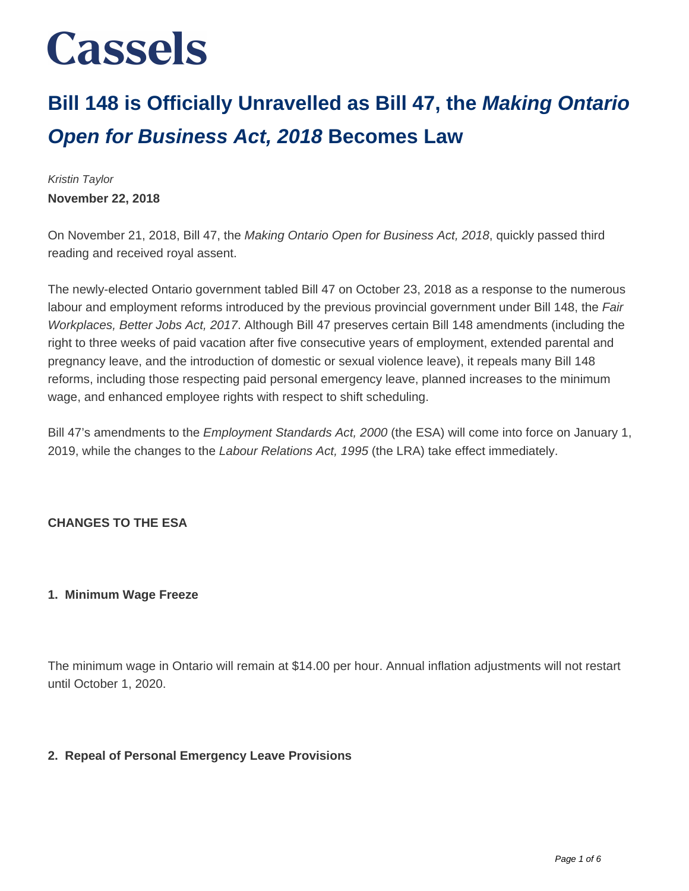# Cassels

## Bill 148 is Officially Unravelled as Bill 47, the *Making Ontario Open for Business Act, 2018* Becomes Law

*Kristin Taylor*

**November 22, 2018**

On November 21, 2018, Bill 47, the *Making Ontario Open for Business Act, 2018*, quickly passed third reading and received royal assent.

The newly-elected Ontario government tabled Bill 47 on October 23, 2018 as a response to the numerous labour and employment reforms introduced by the previous provincial government under Bill 148, the *Fair Workplaces, Better Jobs Act, 2017*. Although Bill 47 preserves certain Bill 148 amendments (including the right to three weeks of paid vacation after five consecutive years of employment, extended parental and pregnancy leave, and the introduction of domestic or sexual violence leave), it repeals many Bill 148 reforms, including those respecting paid personal emergency leave, planned increases to the minimum wage, and enhanced employee rights with respect to shift scheduling.

Bill 47's amendments to the *Employment Standards Act, 2000* (the ESA) will come into force on January 1, 2019, while the changes to the *Labour Relations Act, 1995* (the LRA) take effect immediately.

### CHANGES TO THE ESA

#### 1. Minimum Wage Freeze

The minimum wage in Ontario will remain at $14.00 per hour. Annual inflation adjustments will not restart until October 1, 2020.

#### 2. Repeal of Personal Emergency Leave Provisions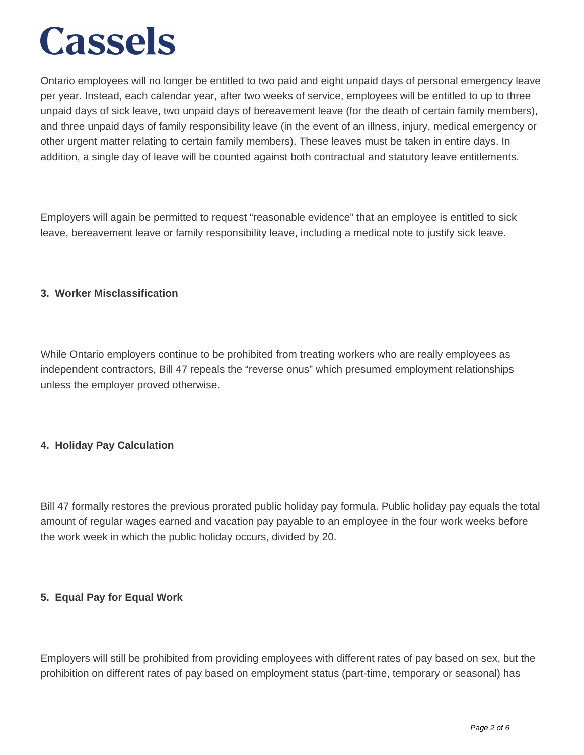Ontario employees will no longer be entitled to two paid and eight unpaid days of personal emergency leave per year. Instead, each calendar year, after two weeks of service, employees will be entitled to up to three unpaid days of sick leave, two unpaid days of bereavement leave (for the death of certain family members), and three unpaid days of family responsibility leave (in the event of an illness, injury, medical emergency or other urgent matter relating to certain family members). These leaves must be taken in entire days. In addition, a single day of leave will be counted against both contractual and statutory leave entitlements.

Employers will again be permitted to request "reasonable evidence" that an employee is entitled to sick leave, bereavement leave or family responsibility leave, including a medical note to justify sick leave.

### 3. Worker Misclassification

While Ontario employers continue to be prohibited from treating workers who are really employees as independent contractors, Bill 47 repeals the "reverse onus" which presumed employment relationships unless the employer proved otherwise.

### 4. Holiday Pay Calculation

Bill 47 formally restores the previous prorated public holiday pay formula. Public holiday pay equals the total amount of regular wages earned and vacation pay payable to an employee in the four work weeks before the work week in which the public holiday occurs, divided by 20.

### 5. Equal Pay for Equal Work

Employers will still be prohibited from providing employees with different rates of pay based on sex, but the prohibition on different rates of pay based on employment status (part-time, temporary or seasonal) has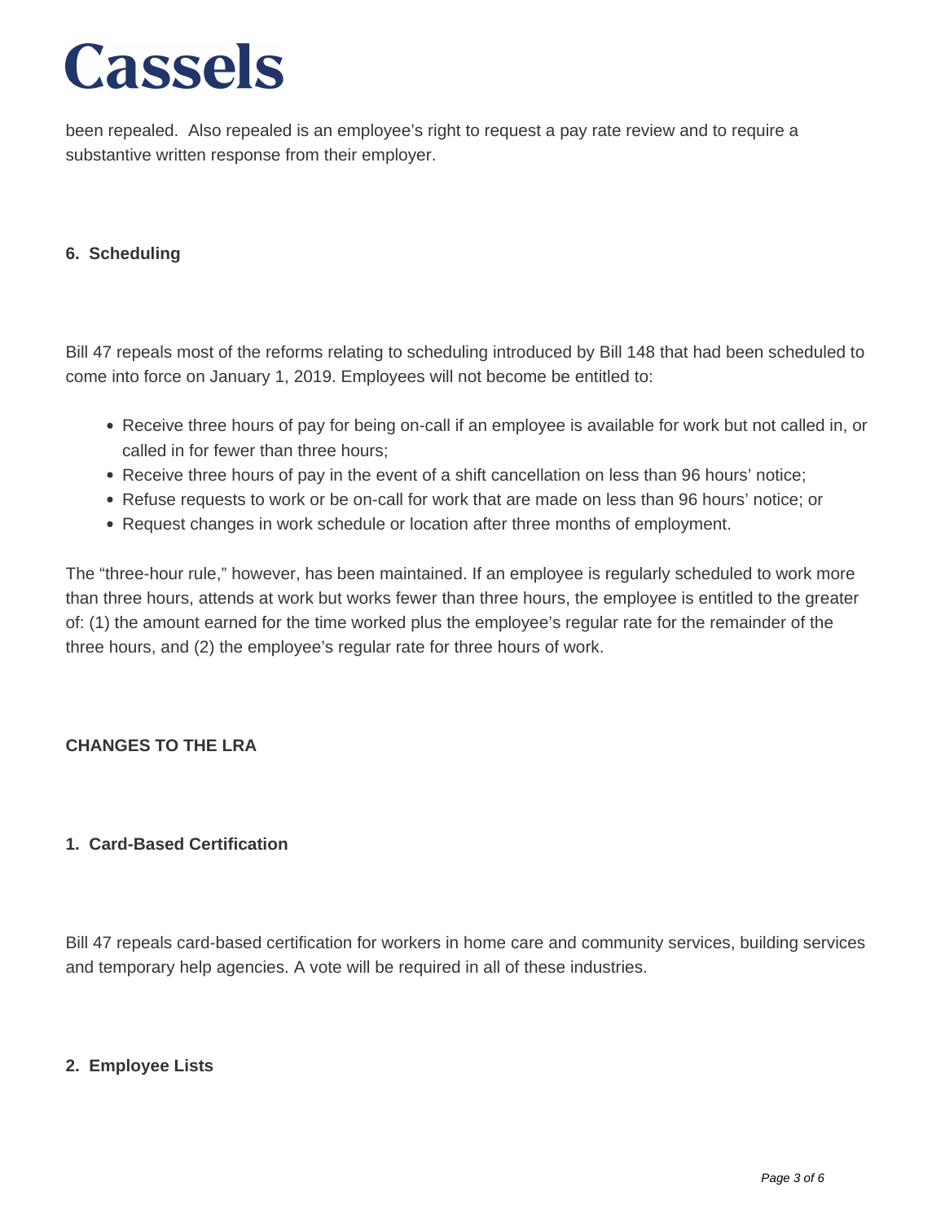been repealed. Also repealed is an employee's right to request a pay rate review and to require a substantive written response from their employer.

**6. Scheduling**

Bill 47 repeals most of the reforms relating to scheduling introduced by Bill 148 that had been scheduled to come into force on January 1, 2019. Employees will not become be entitled to:

- Receive three hours of pay for being on-call if an employee is available for work but not called in, or called in for fewer than three hours;
- Receive three hours of pay in the event of a shift cancellation on less than 96 hours' notice;
- Refuse requests to work or be on-call for work that are made on less than 96 hours' notice; or
- Request changes in work schedule or location after three months of employment.

The "three-hour rule," however, has been maintained. If an employee is regularly scheduled to work more than three hours, attends at work but works fewer than three hours, the employee is entitled to the greater of: (1) the amount earned for the time worked plus the employee's regular rate for the remainder of the three hours, and (2) the employee's regular rate for three hours of work.

**CHANGES TO THE LRA**

**1. Card-Based Certification**

Bill 47 repeals card-based certification for workers in home care and community services, building services and temporary help agencies. A vote will be required in all of these industries.

**2. Employee Lists**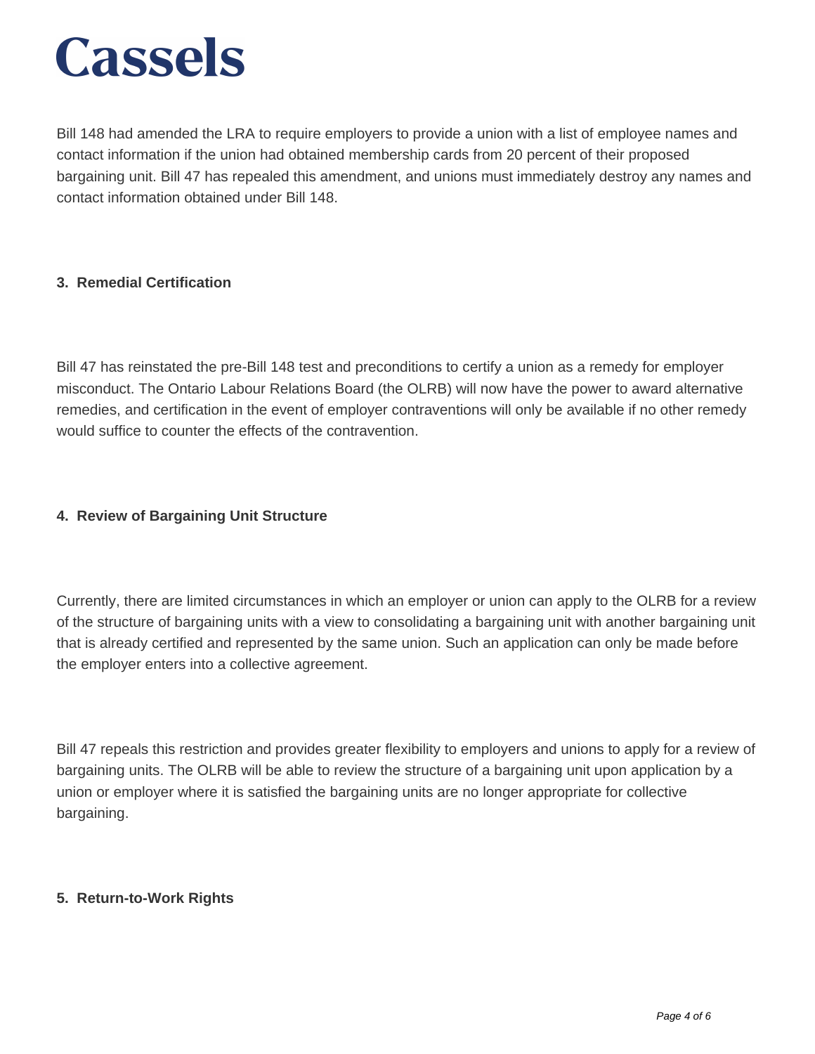Bill 148 had amended the LRA to require employers to provide a union with a list of employee names and contact information if the union had obtained membership cards from 20 percent of their proposed bargaining unit. Bill 47 has repealed this amendment, and unions must immediately destroy any names and contact information obtained under Bill 148.

### 3. Remedial Certification

Bill 47 has reinstated the pre-Bill 148 test and preconditions to certify a union as a remedy for employer misconduct. The Ontario Labour Relations Board (the OLRB) will now have the power to award alternative remedies, and certification in the event of employer contraventions will only be available if no other remedy would suffice to counter the effects of the contravention.

### 4. Review of Bargaining Unit Structure

Currently, there are limited circumstances in which an employer or union can apply to the OLRB for a review of the structure of bargaining units with a view to consolidating a bargaining unit with another bargaining unit that is already certified and represented by the same union. Such an application can only be made before the employer enters into a collective agreement.

Bill 47 repeals this restriction and provides greater flexibility to employers and unions to apply for a review of bargaining units. The OLRB will be able to review the structure of a bargaining unit upon application by a union or employer where it is satisfied the bargaining units are no longer appropriate for collective bargaining.

### 5. Return-to-Work Rights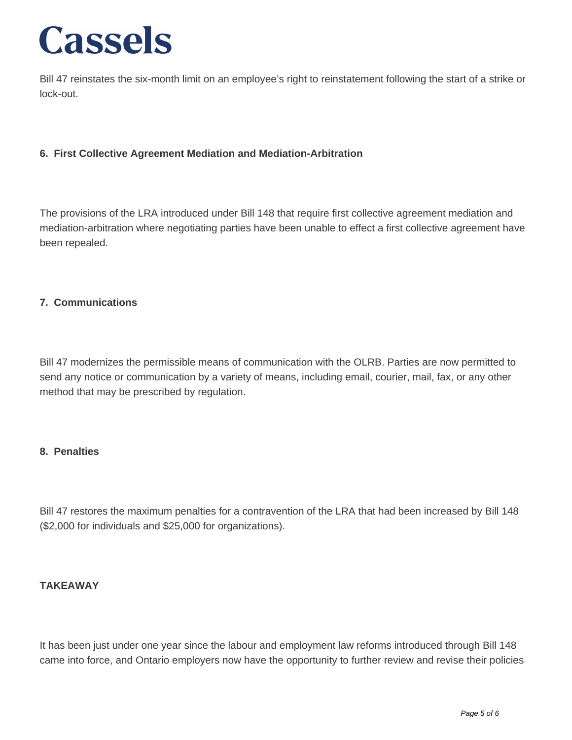Bill 47 reinstates the six-month limit on an employee's right to reinstatement following the start of a strike or lock-out.

**6. First Collective Agreement Mediation and Mediation-Arbitration**

The provisions of the LRA introduced under Bill 148 that require first collective agreement mediation and mediation-arbitration where negotiating parties have been unable to effect a first collective agreement have been repealed.

**7. Communications**

Bill 47 modernizes the permissible means of communication with the OLRB. Parties are now permitted to send any notice or communication by a variety of means, including email, courier, mail, fax, or any other method that may be prescribed by regulation.

**8. Penalties**

Bill 47 restores the maximum penalties for a contravention of the LRA that had been increased by Bill 148 ($2,000 for individuals and $25,000 for organizations).

**TAKEAWAY**

It has been just under one year since the labour and employment law reforms introduced through Bill 148 came into force, and Ontario employers now have the opportunity to further review and revise their policies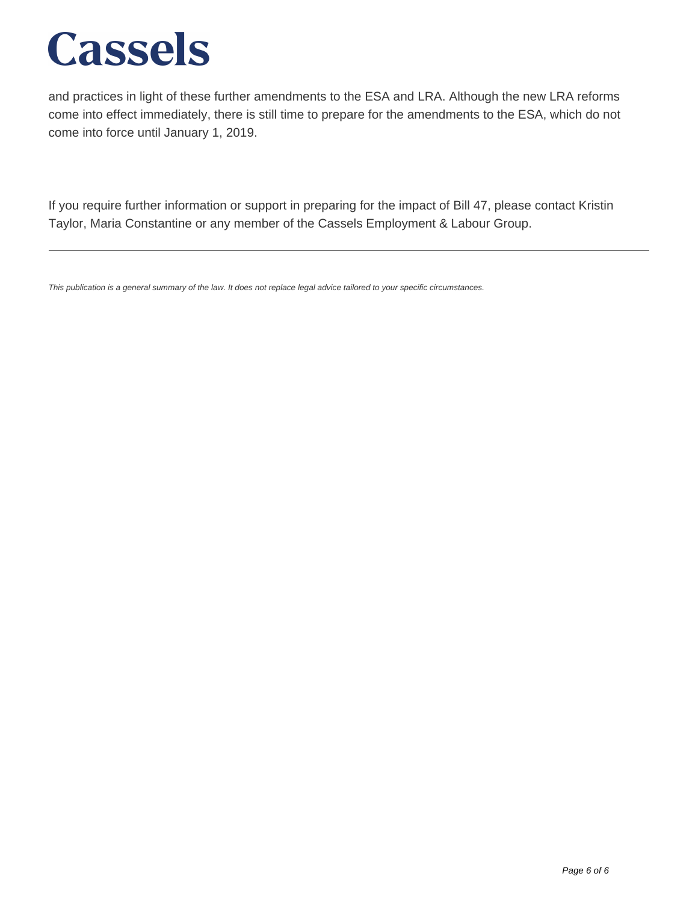and practices in light of these further amendments to the ESA and LRA. Although the new LRA reforms come into effect immediately, there is still time to prepare for the amendments to the ESA, which do not come into force until January 1, 2019.

If you require further information or support in preparing for the impact of Bill 47, please contact Kristin Taylor, Maria Constantine or any member of the Cassels Employment & Labour Group.

---

*This publication is a general summary of the law. It does not replace legal advice tailored to your specific circumstances.*